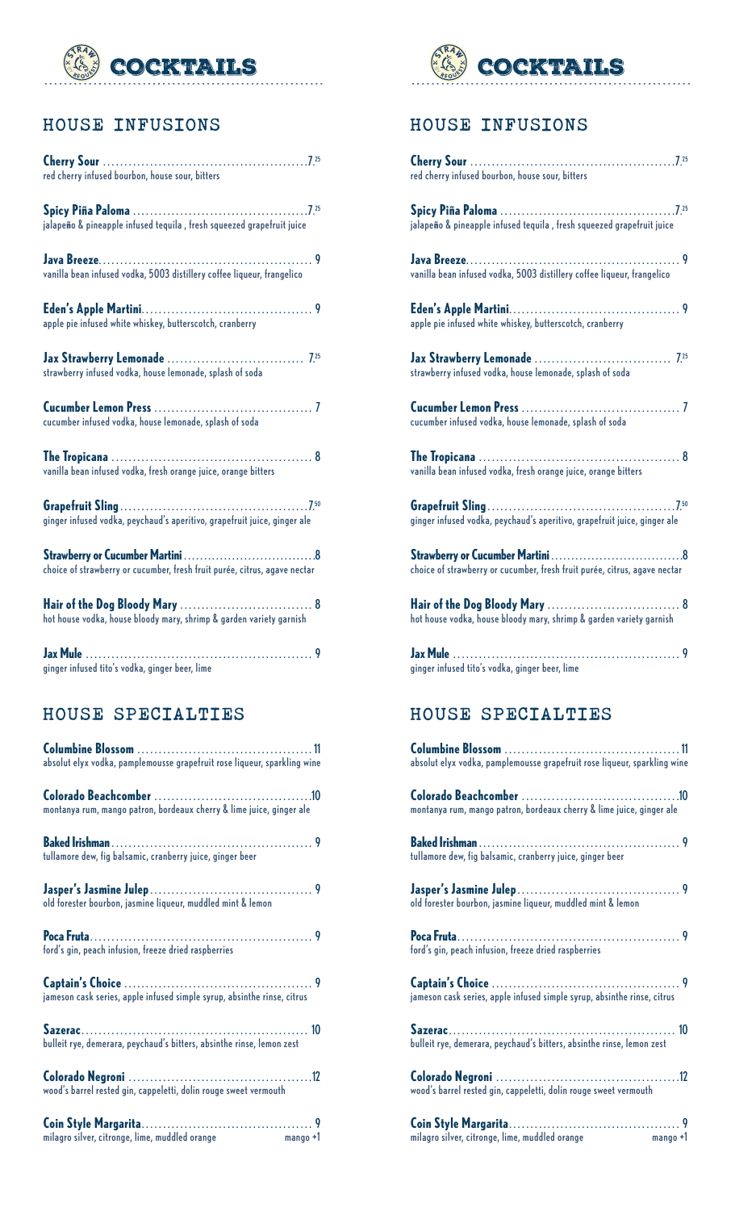# COCKTAILS

## HOUSE INFUSIONS

**Cherry Sour** ........ 7.25
red cherry infused bourbon, house sour, bitters

**Spicy Piña Paloma** ........ 7.25
jalapeño & pineapple infused tequila , fresh squeezed grapefruit juice

**Java Breeze** ........ 9
vanilla bean infused vodka, 5003 distillery coffee liqueur, frangelico

**Eden's Apple Martini** ........ 9
apple pie infused white whiskey, butterscotch, cranberry

**Jax Strawberry Lemonade** ........ 7.25
strawberry infused vodka, house lemonade, splash of soda

**Cucumber Lemon Press** ........ 7
cucumber infused vodka, house lemonade, splash of soda

**The Tropicana** ........ 8
vanilla bean infused vodka, fresh orange juice, orange bitters

**Grapefruit Sling** ........ 7.50
ginger infused vodka, peychaud's aperitivo, grapefruit juice, ginger ale

**Strawberry or Cucumber Martini** ........ 8
choice of strawberry or cucumber, fresh fruit purée, citrus, agave nectar

**Hair of the Dog Bloody Mary** ........ 8
hot house vodka, house bloody mary, shrimp & garden variety garnish

**Jax Mule** ........ 9
ginger infused tito's vodka, ginger beer, lime

## HOUSE SPECIALTIES

**Columbine Blossom** ........ 11
absolut elyx vodka, pamplemousse grapefruit rose liqueur, sparkling wine

**Colorado Beachcomber** ........ 10
montanya rum, mango patron, bordeaux cherry & lime juice, ginger ale

**Baked Irishman** ........ 9
tullamore dew, fig balsamic, cranberry juice, ginger beer

**Jasper's Jasmine Julep** ........ 9
old forester bourbon, jasmine liqueur, muddled mint & lemon

**Poca Fruta** ........ 9
ford's gin, peach infusion, freeze dried raspberries

**Captain's Choice** ........ 9
jameson cask series, apple infused simple syrup, absinthe rinse, citrus

**Sazerac** ........ 10
bulleit rye, demerara, peychaud's bitters, absinthe rinse, lemon zest

**Colorado Negroni** ........ 12
wood's barrel rested gin, cappeletti, dolin rouge sweet vermouth

**Coin Style Margarita** ........ 9
milagro silver, citronge, lime, muddled orange — mango +1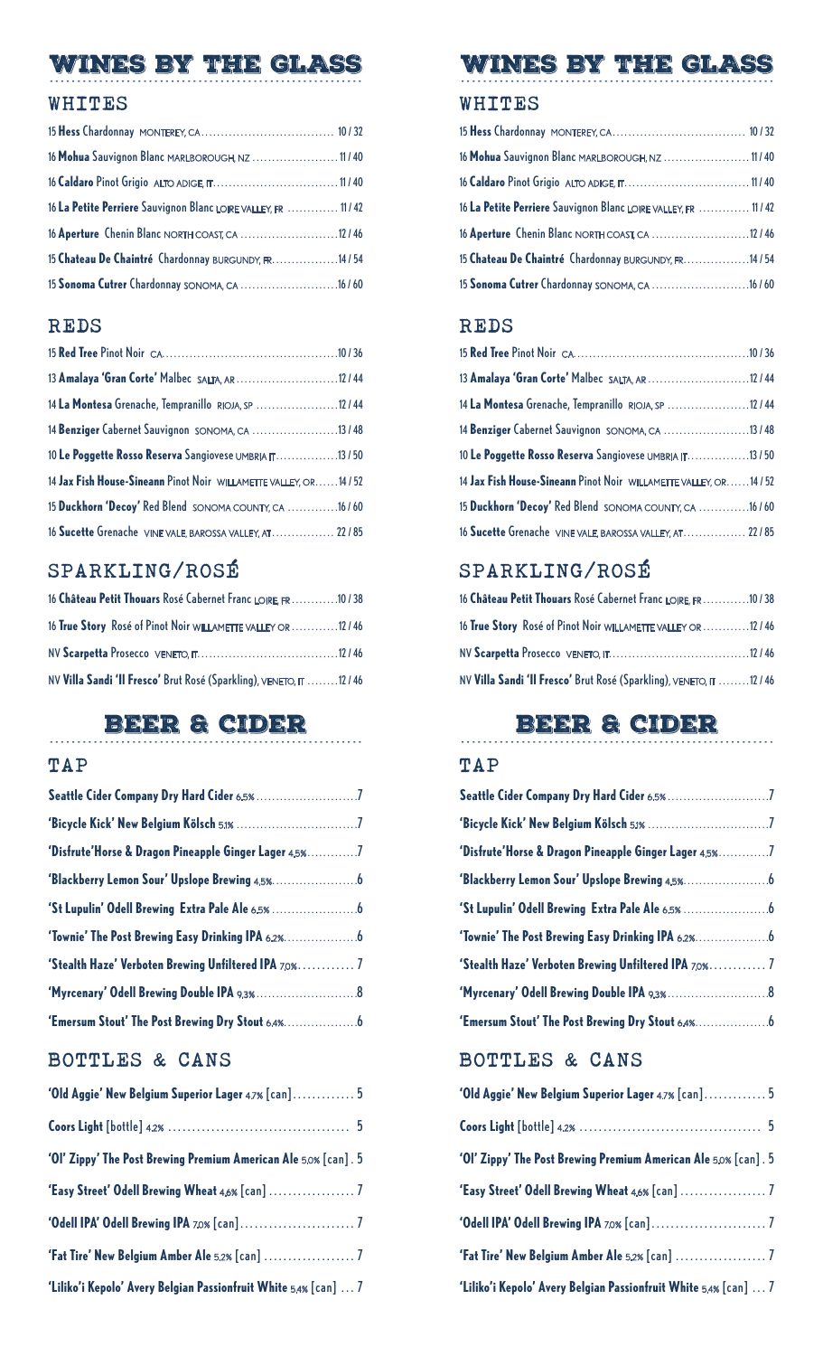# WINES BY THE GLASS

## WHITES

15 **Hess** Chardonnay MONTEREY, CA .......... 10 / 32

16 **Mohua** Sauvignon Blanc MARLBOROUGH, NZ .......... 11 / 40

16 **Caldaro** Pinot Grigio ALTO ADIGE, IT .......... 11 / 40

16 **La Petite Perriere** Sauvignon Blanc LOIRE VALLEY, FR .......... 11 / 42

16 **Aperture** Chenin Blanc NORTH COAST, CA .......... 12 / 46

15 **Chateau De Chaintré** Chardonnay BURGUNDY, FR .......... 14 / 54

15 **Sonoma Cutrer** Chardonnay SONOMA, CA .......... 16 / 60

## REDS

15 **Red Tree** Pinot Noir CA .......... 10 / 36

13 **Amalaya 'Gran Corte'** Malbec SALTA, AR .......... 12 / 44

14 **La Montesa** Grenache, Tempranillo RIOJA, SP .......... 12 / 44

14 **Benziger** Cabernet Sauvignon SONOMA, CA .......... 13 / 48

10 **Le Poggette Rosso Reserva** Sangiovese UMBRIA IT .......... 13 / 50

14 **Jax Fish House-Sineann** Pinot Noir WILLAMETTE VALLEY, OR .......... 14 / 52

15 **Duckhorn 'Decoy'** Red Blend SONOMA COUNTY, CA .......... 16 / 60

16 **Sucette** Grenache VINE VALE, BAROSSA VALLEY, AT .......... 22 / 85

## SPARKLING/ROSÉ

16 **Château Petit Thouars** Rosé Cabernet Franc LOIRE, FR .......... 10 / 38

16 **True Story** Rosé of Pinot Noir WILLAMETTE VALLEY OR .......... 12 / 46

NV **Scarpetta** Prosecco VENETO, IT .......... 12 / 46

NV **Villa Sandi 'Il Fresco'** Brut Rosé (Sparkling), VENETO, IT .......... 12 / 46

# BEER & CIDER

## TAP

**Seattle Cider Company Dry Hard Cider** 6.5% .......... 7

**'Bicycle Kick' New Belgium Kölsch** 5.1% .......... 7

**'Disfrute'Horse & Dragon Pineapple Ginger Lager** 4.5% .......... 7

**'Blackberry Lemon Sour' Upslope Brewing** 4.5% .......... 6

**'St Lupulin' Odell Brewing Extra Pale Ale** 6.5% .......... 6

**'Townie' The Post Brewing Easy Drinking IPA** 6.2% .......... 6

**'Stealth Haze' Verboten Brewing Unfiltered IPA** 7.0% .......... 7

**'Myrcenary' Odell Brewing Double IPA** 9.3% .......... 8

**'Emersum Stout' The Post Brewing Dry Stout** 6.4% .......... 6

## BOTTLES & CANS

**'Old Aggie' New Belgium Superior Lager** 4.7% [can] .......... 5

**Coors Light** [bottle] 4.2% .......... 5

**'Ol' Zippy' The Post Brewing Premium American Ale** 5.0% [can] . 5

**'Easy Street' Odell Brewing Wheat** 4.6% [can] .......... 7

**'Odell IPA' Odell Brewing IPA** 7.0% [can] .......... 7

**'Fat Tire' New Belgium Amber Ale** 5.2% [can] .......... 7

**'Liliko'i Kepolo' Avery Belgian Passionfruit White** 5.4% [can] ... 7

# WINES BY THE GLASS

## WHITES

15 **Hess** Chardonnay MONTEREY, CA .......... 10 / 32

16 **Mohua** Sauvignon Blanc MARLBOROUGH, NZ .......... 11 / 40

16 **Caldaro** Pinot Grigio ALTO ADIGE, IT .......... 11 / 40

16 **La Petite Perriere** Sauvignon Blanc LOIRE VALLEY, FR .......... 11 / 42

16 **Aperture** Chenin Blanc NORTH COAST, CA .......... 12 / 46

15 **Chateau De Chaintré** Chardonnay BURGUNDY, FR .......... 14 / 54

15 **Sonoma Cutrer** Chardonnay SONOMA, CA .......... 16 / 60

## REDS

15 **Red Tree** Pinot Noir CA .......... 10 / 36

13 **Amalaya 'Gran Corte'** Malbec SALTA, AR .......... 12 / 44

14 **La Montesa** Grenache, Tempranillo RIOJA, SP .......... 12 / 44

14 **Benziger** Cabernet Sauvignon SONOMA, CA .......... 13 / 48

10 **Le Poggette Rosso Reserva** Sangiovese UMBRIA IT .......... 13 / 50

14 **Jax Fish House-Sineann** Pinot Noir WILLAMETTE VALLEY, OR .......... 14 / 52

15 **Duckhorn 'Decoy'** Red Blend SONOMA COUNTY, CA .......... 16 / 60

16 **Sucette** Grenache VINE VALE, BAROSSA VALLEY, AT .......... 22 / 85

## SPARKLING/ROSÉ

16 **Château Petit Thouars** Rosé Cabernet Franc LOIRE, FR .......... 10 / 38

16 **True Story** Rosé of Pinot Noir WILLAMETTE VALLEY OR .......... 12 / 46

NV **Scarpetta** Prosecco VENETO, IT .......... 12 / 46

NV **Villa Sandi 'Il Fresco'** Brut Rosé (Sparkling), VENETO, IT .......... 12 / 46

# BEER & CIDER

## TAP

**Seattle Cider Company Dry Hard Cider** 6.5% .......... 7

**'Bicycle Kick' New Belgium Kölsch** 5.1% .......... 7

**'Disfrute'Horse & Dragon Pineapple Ginger Lager** 4.5% .......... 7

**'Blackberry Lemon Sour' Upslope Brewing** 4.5% .......... 6

**'St Lupulin' Odell Brewing Extra Pale Ale** 6.5% .......... 6

**'Townie' The Post Brewing Easy Drinking IPA** 6.2% .......... 6

**'Stealth Haze' Verboten Brewing Unfiltered IPA** 7.0% .......... 7

**'Myrcenary' Odell Brewing Double IPA** 9.3% .......... 8

**'Emersum Stout' The Post Brewing Dry Stout** 6.4% .......... 6

## BOTTLES & CANS

**'Old Aggie' New Belgium Superior Lager** 4.7% [can] .......... 5

**Coors Light** [bottle] 4.2% .......... 5

**'Ol' Zippy' The Post Brewing Premium American Ale** 5.0% [can] . 5

**'Easy Street' Odell Brewing Wheat** 4.6% [can] .......... 7

**'Odell IPA' Odell Brewing IPA** 7.0% [can] .......... 7

**'Fat Tire' New Belgium Amber Ale** 5.2% [can] .......... 7

**'Liliko'i Kepolo' Avery Belgian Passionfruit White** 5.4% [can] ... 7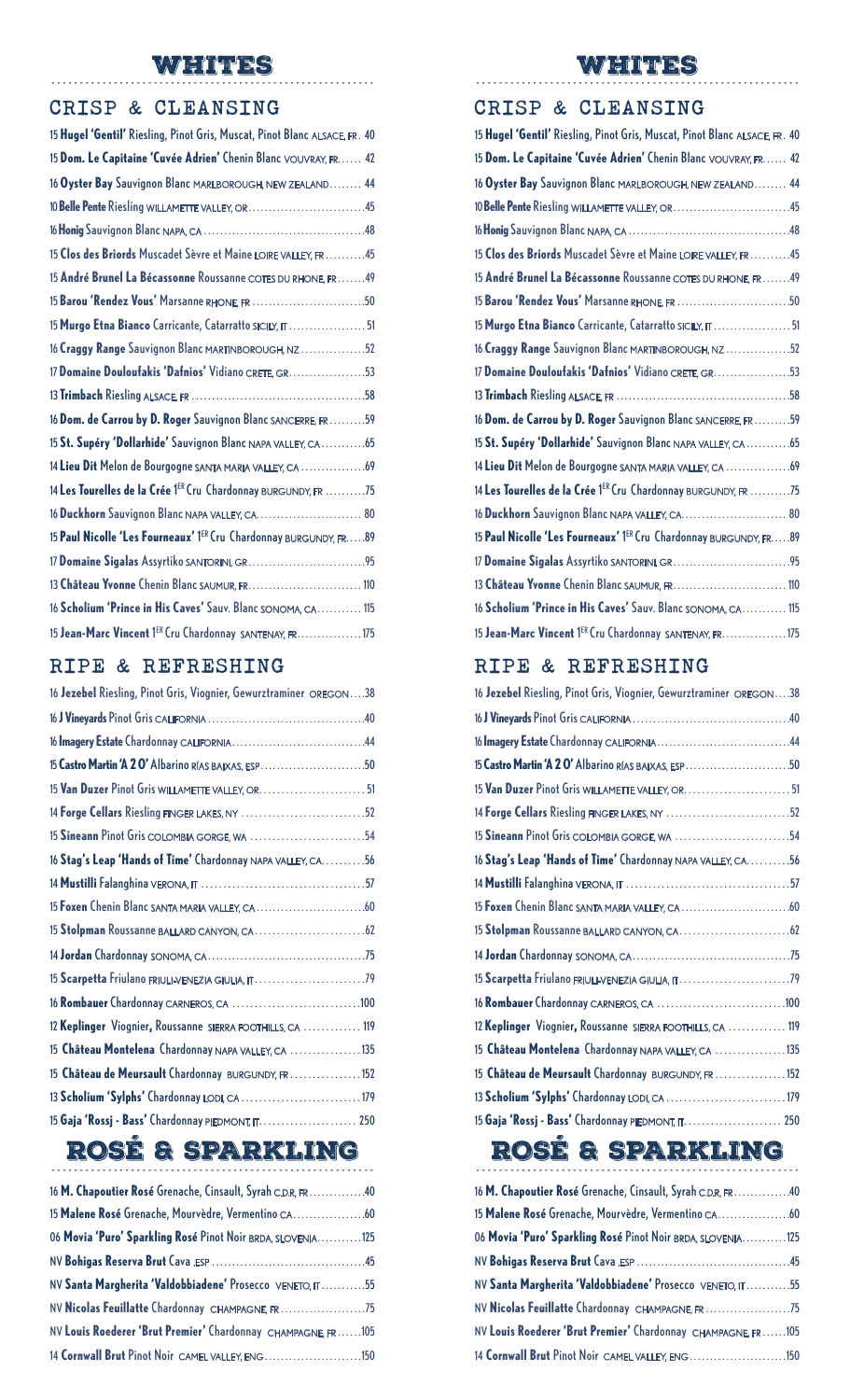# WHITES

## CRISP & CLEANSING

- 15 **Hugel 'Gentil'** Riesling, Pinot Gris, Muscat, Pinot Blanc ALSACE, FR ... 40
- 15 **Dom. Le Capitaine 'Cuvée Adrien'** Chenin Blanc VOUVRAY, FR ... 42
- 16 **Oyster Bay** Sauvignon Blanc MARLBOROUGH, NEW ZEALAND ... 44
- 10 **Belle Pente** Riesling WILLAMETTE VALLEY, OR ... 45
- 16 **Honig** Sauvignon Blanc NAPA, CA ... 48
- 15 **Clos des Briords** Muscadet Sèvre et Maine LOIRE VALLEY, FR ... 45
- 15 **André Brunel La Bécassonne** Roussanne COTES DU RHONE, FR ... 49
- 15 **Barou 'Rendez Vous'** Marsanne RHONE, FR ... 50
- 15 **Murgo Etna Bianco** Carricante, Catarratto SICILY, IT ... 51
- 16 **Craggy Range** Sauvignon Blanc MARTINBOROUGH, NZ ... 52
- 17 **Domaine Douloufakis 'Dafnios'** Vidiano CRETE, GR ... 53
- 13 **Trimbach** Riesling ALSACE, FR ... 58
- 16 **Dom. de Carrou by D. Roger** Sauvignon Blanc SANCERRE, FR ... 59
- 15 **St. Supéry 'Dollarhide'** Sauvignon Blanc NAPA VALLEY, CA ... 65
- 14 **Lieu Dit** Melon de Bourgogne SANTA MARIA VALLEY, CA ... 69
- 14 **Les Tourelles de la Crée** 1ER Cru Chardonnay BURGUNDY, FR ... 75
- 16 **Duckhorn** Sauvignon Blanc NAPA VALLEY, CA ... 80
- 15 **Paul Nicolle 'Les Fourneaux'** 1ER Cru Chardonnay BURGUNDY, FR ... 89
- 17 **Domaine Sigalas** Assyrtiko SANTORINI, GR ... 95
- 13 **Château Yvonne** Chenin Blanc SAUMUR, FR ... 110
- 16 **Scholium 'Prince in His Caves'** Sauv. Blanc SONOMA, CA ... 115
- 15 **Jean-Marc Vincent** 1ER Cru Chardonnay SANTENAY, FR ... 175

## RIPE & REFRESHING

- 16 **Jezebel** Riesling, Pinot Gris, Viognier, Gewurztraminer OREGON ... 38
- 16 **J Vineyards** Pinot Gris CALIFORNIA ... 40
- 16 **Imagery Estate** Chardonnay CALIFORNIA ... 44
- 15 **Castro Martin 'A 2 O'** Albarino RÍAS BAIXAS, ESP ... 50
- 15 **Van Duzer** Pinot Gris WILLAMETTE VALLEY, OR ... 51
- 14 **Forge Cellars** Riesling FINGER LAKES, NY ... 52
- 15 **Sineann** Pinot Gris COLOMBIA GORGE, WA ... 54
- 16 **Stag's Leap 'Hands of Time'** Chardonnay NAPA VALLEY, CA ... 56
- 14 **Mustilli** Falanghina VERONA, IT ... 57
- 15 **Foxen** Chenin Blanc SANTA MARIA VALLEY, CA ... 60
- 15 **Stolpman** Roussanne BALLARD CANYON, CA ... 62
- 14 **Jordan** Chardonnay SONOMA, CA ... 75
- 15 **Scarpetta** Friulano FRIULI-VENEZIA GIULIA, IT ... 79
- 16 **Rombauer** Chardonnay CARNEROS, CA ... 100
- 12 **Keplinger** Viognier, Roussanne SIERRA FOOTHILLS, CA ... 119
- 15 **Château Montelena** Chardonnay NAPA VALLEY, CA ... 135
- 15 **Château de Meursault** Chardonnay BURGUNDY, FR ... 152
- 13 **Scholium 'Sylphs'** Chardonnay LODI, CA ... 179
- 15 **Gaja 'Rossj - Bass'** Chardonnay PIEDMONT, IT ... 250

# ROSÉ & SPARKLING

- 16 **M. Chapoutier Rosé** Grenache, Cinsault, Syrah C.D.R, FR ... 40
- 15 **Malene Rosé** Grenache, Mourvèdre, Vermentino CA ... 60
- 06 **Movia 'Puro' Sparkling Rosé** Pinot Noir BRDA, SLOVENIA ... 125
- NV **Bohigas Reserva Brut** Cava ,ESP ... 45
- NV **Santa Margherita 'Valdobbiadene'** Prosecco VENETO, IT ... 55
- NV **Nicolas Feuillatte** Chardonnay CHAMPAGNE, FR ... 75
- NV **Louis Roederer 'Brut Premier'** Chardonnay CHAMPAGNE, FR ... 105
- 14 **Cornwall Brut** Pinot Noir CAMEL VALLEY, ENG ... 150

# WHITES

## CRISP & CLEANSING

- 15 **Hugel 'Gentil'** Riesling, Pinot Gris, Muscat, Pinot Blanc ALSACE, FR ... 40
- 15 **Dom. Le Capitaine 'Cuvée Adrien'** Chenin Blanc VOUVRAY, FR ... 42
- 16 **Oyster Bay** Sauvignon Blanc MARLBOROUGH, NEW ZEALAND ... 44
- 10 **Belle Pente** Riesling WILLAMETTE VALLEY, OR ... 45
- 16 **Honig** Sauvignon Blanc NAPA, CA ... 48
- 15 **Clos des Briords** Muscadet Sèvre et Maine LOIRE VALLEY, FR ... 45
- 15 **André Brunel La Bécassonne** Roussanne COTES DU RHONE, FR ... 49
- 15 **Barou 'Rendez Vous'** Marsanne RHONE, FR ... 50
- 15 **Murgo Etna Bianco** Carricante, Catarratto SICILY, IT ... 51
- 16 **Craggy Range** Sauvignon Blanc MARTINBOROUGH, NZ ... 52
- 17 **Domaine Douloufakis 'Dafnios'** Vidiano CRETE, GR ... 53
- 13 **Trimbach** Riesling ALSACE, FR ... 58
- 16 **Dom. de Carrou by D. Roger** Sauvignon Blanc SANCERRE, FR ... 59
- 15 **St. Supéry 'Dollarhide'** Sauvignon Blanc NAPA VALLEY, CA ... 65
- 14 **Lieu Dit** Melon de Bourgogne SANTA MARIA VALLEY, CA ... 69
- 14 **Les Tourelles de la Crée** 1ER Cru Chardonnay BURGUNDY, FR ... 75
- 16 **Duckhorn** Sauvignon Blanc NAPA VALLEY, CA ... 80
- 15 **Paul Nicolle 'Les Fourneaux'** 1ER Cru Chardonnay BURGUNDY, FR ... 89
- 17 **Domaine Sigalas** Assyrtiko SANTORINI, GR ... 95
- 13 **Château Yvonne** Chenin Blanc SAUMUR, FR ... 110
- 16 **Scholium 'Prince in His Caves'** Sauv. Blanc SONOMA, CA ... 115
- 15 **Jean-Marc Vincent** 1ER Cru Chardonnay SANTENAY, FR ... 175

## RIPE & REFRESHING

- 16 **Jezebel** Riesling, Pinot Gris, Viognier, Gewurztraminer OREGON ... 38
- 16 **J Vineyards** Pinot Gris CALIFORNIA ... 40
- 16 **Imagery Estate** Chardonnay CALIFORNIA ... 44
- 15 **Castro Martin 'A 2 O'** Albarino RÍAS BAIXAS, ESP ... 50
- 15 **Van Duzer** Pinot Gris WILLAMETTE VALLEY, OR ... 51
- 14 **Forge Cellars** Riesling FINGER LAKES, NY ... 52
- 15 **Sineann** Pinot Gris COLOMBIA GORGE, WA ... 54
- 16 **Stag's Leap 'Hands of Time'** Chardonnay NAPA VALLEY, CA ... 56
- 14 **Mustilli** Falanghina VERONA, IT ... 57
- 15 **Foxen** Chenin Blanc SANTA MARIA VALLEY, CA ... 60
- 15 **Stolpman** Roussanne BALLARD CANYON, CA ... 62
- 14 **Jordan** Chardonnay SONOMA, CA ... 75
- 15 **Scarpetta** Friulano FRIULI-VENEZIA GIULIA, IT ... 79
- 16 **Rombauer** Chardonnay CARNEROS, CA ... 100
- 12 **Keplinger** Viognier, Roussanne SIERRA FOOTHILLS, CA ... 119
- 15 **Château Montelena** Chardonnay NAPA VALLEY, CA ... 135
- 15 **Château de Meursault** Chardonnay BURGUNDY, FR ... 152
- 13 **Scholium 'Sylphs'** Chardonnay LODI, CA ... 179
- 15 **Gaja 'Rossj - Bass'** Chardonnay PIEDMONT, IT ... 250

# ROSÉ & SPARKLING

- 16 **M. Chapoutier Rosé** Grenache, Cinsault, Syrah C.D.R, FR ... 40
- 15 **Malene Rosé** Grenache, Mourvèdre, Vermentino CA ... 60
- 06 **Movia 'Puro' Sparkling Rosé** Pinot Noir BRDA, SLOVENIA ... 125
- NV **Bohigas Reserva Brut** Cava ,ESP ... 45
- NV **Santa Margherita 'Valdobbiadene'** Prosecco VENETO, IT ... 55
- NV **Nicolas Feuillatte** Chardonnay CHAMPAGNE, FR ... 75
- NV **Louis Roederer 'Brut Premier'** Chardonnay CHAMPAGNE, FR ... 105
- 14 **Cornwall Brut** Pinot Noir CAMEL VALLEY, ENG ... 150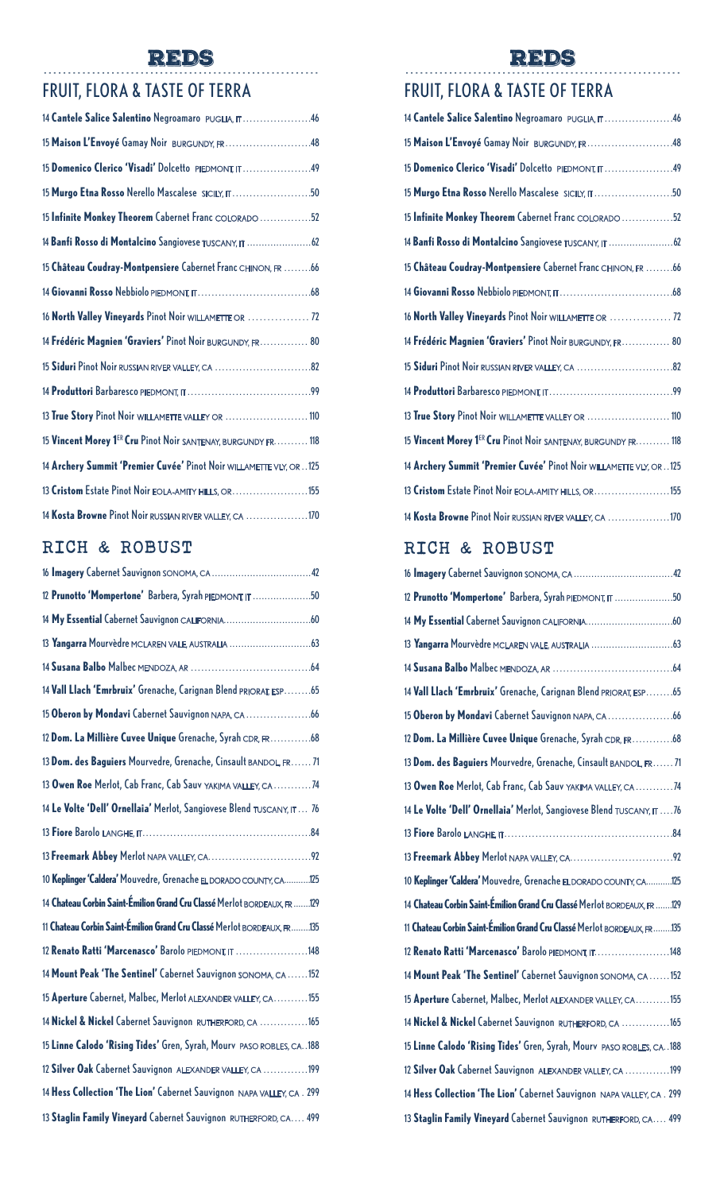# REDS

## FRUIT, FLORA & TASTE OF TERRA

14 **Cantele Salice Salentino** Negroamaro PUGLIA, IT ... 46

15 **Maison L'Envoyé** Gamay Noir BURGUNDY, FR ... 48

15 **Domenico Clerico 'Visadi'** Dolcetto PIEDMONT, IT ... 49

15 **Murgo Etna Rosso** Nerello Mascalese SICILY, IT ... 50

15 **Infinite Monkey Theorem** Cabernet Franc COLORADO ... 52

14 **Banfi Rosso di Montalcino** Sangiovese TUSCANY, IT ... 62

15 **Château Coudray-Montpensiere** Cabernet Franc CHINON, FR ... 66

14 **Giovanni Rosso** Nebbiolo PIEDMONT, IT ... 68

16 **North Valley Vineyards** Pinot Noir WILLAMETTE OR ... 72

14 **Frédéric Magnien 'Graviers'** Pinot Noir BURGUNDY, FR ... 80

15 **Siduri** Pinot Noir RUSSIAN RIVER VALLEY, CA ... 82

14 **Produttori** Barbaresco PIEDMONT, IT ... 99

13 **True Story** Pinot Noir WILLAMETTE VALLEY OR ... 110

15 **Vincent Morey 1ER Cru** Pinot Noir SANTENAY, BURGUNDY FR ... 118

14 **Archery Summit 'Premier Cuvée'** Pinot Noir WILLAMETTE VLY, OR ... 125

13 **Cristom** Estate Pinot Noir EOLA-AMITY HILLS, OR ... 155

14 **Kosta Browne** Pinot Noir RUSSIAN RIVER VALLEY, CA ... 170

## RICH & ROBUST

16 **Imagery** Cabernet Sauvignon SONOMA, CA ... 42

12 **Prunotto 'Mompertone'** Barbera, Syrah PIEDMONT, IT ... 50

14 **My Essential** Cabernet Sauvignon CALIFORNIA ... 60

13 **Yangarra** Mourvèdre MCLAREN VALE, AUSTRALIA ... 63

14 **Susana Balbo** Malbec MENDOZA, AR ... 64

14 **Vall Llach 'Embruix'** Grenache, Carignan Blend PRIORAT, ESP ... 65

15 **Oberon by Mondavi** Cabernet Sauvignon NAPA, CA ... 66

12 **Dom. La Millière Cuvee Unique** Grenache, Syrah CDR, FR ... 68

13 **Dom. des Baguiers** Mourvedre, Grenache, Cinsault BANDOL, FR ... 71

13 **Owen Roe** Merlot, Cab Franc, Cab Sauv YAKIMA VALLEY, CA ... 74

14 **Le Volte 'Dell' Ornellaia'** Merlot, Sangiovese Blend TUSCANY, IT ... 76

13 **Fiore** Barolo LANGHE, IT ... 84

13 **Freemark Abbey** Merlot NAPA VALLEY, CA ... 92

10 **Keplinger 'Caldera'** Mouvedre, Grenache EL DORADO COUNTY, CA ... 125

14 **Chateau Corbin Saint-Émilion Grand Cru Classé** Merlot BORDEAUX, FR ... 129

11 **Chateau Corbin Saint-Émilion Grand Cru Classé** Merlot BORDEAUX, FR ... 135

12 **Renato Ratti 'Marcenasco'** Barolo PIEDMONT, IT ... 148

14 **Mount Peak 'The Sentinel'** Cabernet Sauvignon SONOMA, CA ... 152

15 **Aperture** Cabernet, Malbec, Merlot ALEXANDER VALLEY, CA ... 155

14 **Nickel & Nickel** Cabernet Sauvignon RUTHERFORD, CA ... 165

15 **Linne Calodo 'Rising Tides'** Gren, Syrah, Mourv PASO ROBLES, CA ... 188

12 **Silver Oak** Cabernet Sauvignon ALEXANDER VALLEY, CA ... 199

14 **Hess Collection 'The Lion'** Cabernet Sauvignon NAPA VALLEY, CA ... 299

13 **Staglin Family Vineyard** Cabernet Sauvignon RUTHERFORD, CA ... 499

# REDS

## FRUIT, FLORA & TASTE OF TERRA

14 **Cantele Salice Salentino** Negroamaro PUGLIA, IT ... 46

15 **Maison L'Envoyé** Gamay Noir BURGUNDY, FR ... 48

15 **Domenico Clerico 'Visadi'** Dolcetto PIEDMONT, IT ... 49

15 **Murgo Etna Rosso** Nerello Mascalese SICILY, IT ... 50

15 **Infinite Monkey Theorem** Cabernet Franc COLORADO ... 52

14 **Banfi Rosso di Montalcino** Sangiovese TUSCANY, IT ... 62

15 **Château Coudray-Montpensiere** Cabernet Franc CHINON, FR ... 66

14 **Giovanni Rosso** Nebbiolo PIEDMONT, IT ... 68

16 **North Valley Vineyards** Pinot Noir WILLAMETTE OR ... 72

14 **Frédéric Magnien 'Graviers'** Pinot Noir BURGUNDY, FR ... 80

15 **Siduri** Pinot Noir RUSSIAN RIVER VALLEY, CA ... 82

14 **Produttori** Barbaresco PIEDMONT, IT ... 99

13 **True Story** Pinot Noir WILLAMETTE VALLEY OR ... 110

15 **Vincent Morey 1ER Cru** Pinot Noir SANTENAY, BURGUNDY FR ... 118

14 **Archery Summit 'Premier Cuvée'** Pinot Noir WILLAMETTE VLY, OR ... 125

13 **Cristom** Estate Pinot Noir EOLA-AMITY HILLS, OR ... 155

14 **Kosta Browne** Pinot Noir RUSSIAN RIVER VALLEY, CA ... 170

## RICH & ROBUST

16 **Imagery** Cabernet Sauvignon SONOMA, CA ... 42

12 **Prunotto 'Mompertone'** Barbera, Syrah PIEDMONT, IT ... 50

14 **My Essential** Cabernet Sauvignon CALIFORNIA ... 60

13 **Yangarra** Mourvèdre MCLAREN VALE, AUSTRALIA ... 63

14 **Susana Balbo** Malbec MENDOZA, AR ... 64

14 **Vall Llach 'Embruix'** Grenache, Carignan Blend PRIORAT, ESP ... 65

15 **Oberon by Mondavi** Cabernet Sauvignon NAPA, CA ... 66

12 **Dom. La Millière Cuvee Unique** Grenache, Syrah CDR, FR ... 68

13 **Dom. des Baguiers** Mourvedre, Grenache, Cinsault BANDOL, FR ... 71

13 **Owen Roe** Merlot, Cab Franc, Cab Sauv YAKIMA VALLEY, CA ... 74

14 **Le Volte 'Dell' Ornellaia'** Merlot, Sangiovese Blend TUSCANY, IT ... 76

13 **Fiore** Barolo LANGHE, IT ... 84

13 **Freemark Abbey** Merlot NAPA VALLEY, CA ... 92

10 **Keplinger 'Caldera'** Mouvedre, Grenache EL DORADO COUNTY, CA ... 125

14 **Chateau Corbin Saint-Émilion Grand Cru Classé** Merlot BORDEAUX, FR ... 129

11 **Chateau Corbin Saint-Émilion Grand Cru Classé** Merlot BORDEAUX, FR ... 135

12 **Renato Ratti 'Marcenasco'** Barolo PIEDMONT, IT ... 148

14 **Mount Peak 'The Sentinel'** Cabernet Sauvignon SONOMA, CA ... 152

15 **Aperture** Cabernet, Malbec, Merlot ALEXANDER VALLEY, CA ... 155

14 **Nickel & Nickel** Cabernet Sauvignon RUTHERFORD, CA ... 165

15 **Linne Calodo 'Rising Tides'** Gren, Syrah, Mourv PASO ROBLES, CA ... 188

12 **Silver Oak** Cabernet Sauvignon ALEXANDER VALLEY, CA ... 199

14 **Hess Collection 'The Lion'** Cabernet Sauvignon NAPA VALLEY, CA ... 299

13 **Staglin Family Vineyard** Cabernet Sauvignon RUTHERFORD, CA ... 499